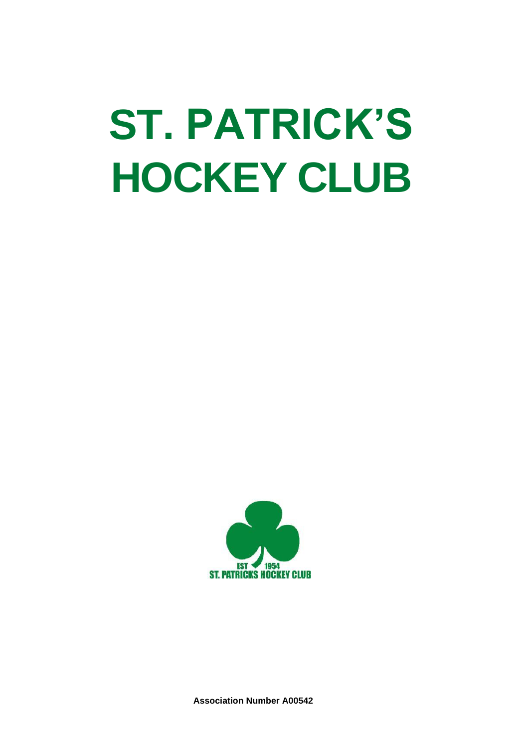# ST. PATRICK'S HOCKEY CLUB

EST 1954
ST. PATRICKS HOCKEY CLUB

**Association Number A00542**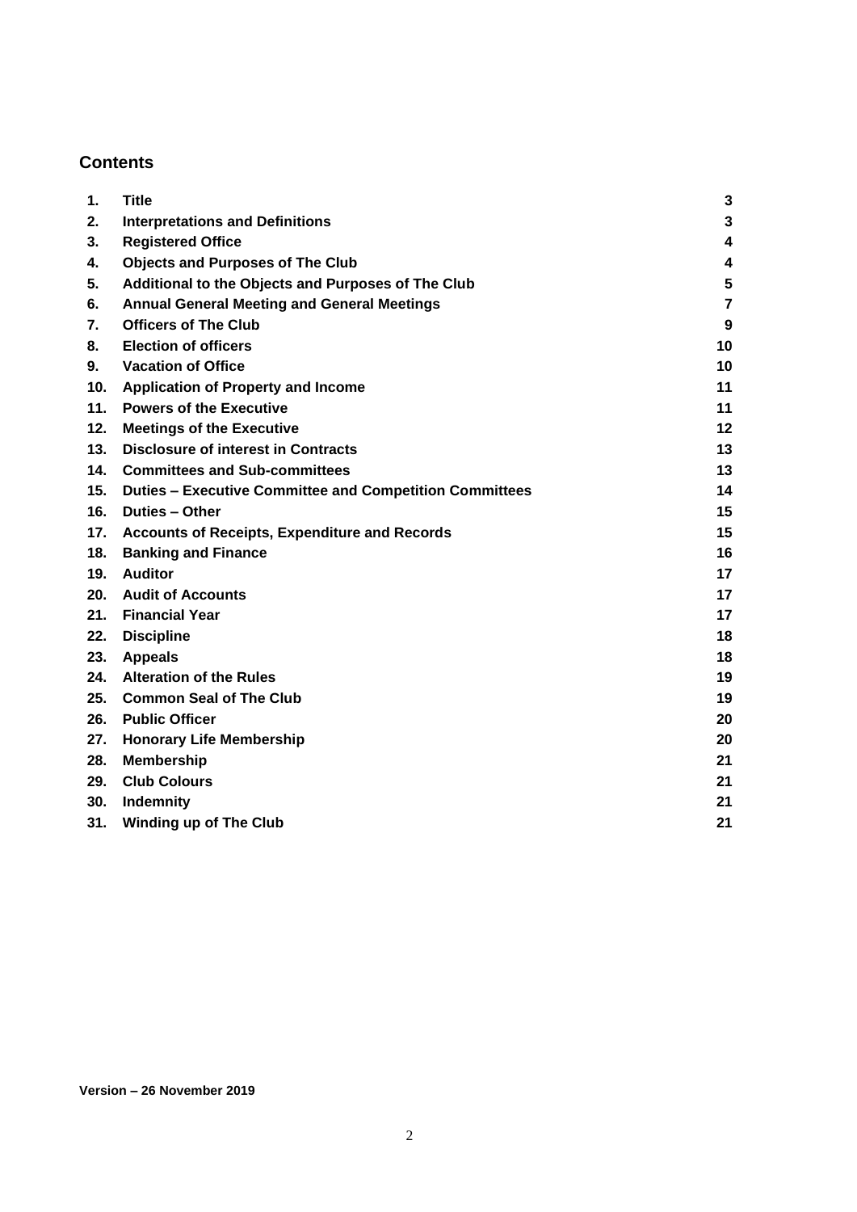## Contents

| | | |
|---|---|---|
| **1.** | **Title** | **3** |
| **2.** | **Interpretations and Definitions** | **3** |
| **3.** | **Registered Office** | **4** |
| **4.** | **Objects and Purposes of The Club** | **4** |
| **5.** | **Additional to the Objects and Purposes of The Club** | **5** |
| **6.** | **Annual General Meeting and General Meetings** | **7** |
| **7.** | **Officers of The Club** | **9** |
| **8.** | **Election of officers** | **10** |
| **9.** | **Vacation of Office** | **10** |
| **10.** | **Application of Property and Income** | **11** |
| **11.** | **Powers of the Executive** | **11** |
| **12.** | **Meetings of the Executive** | **12** |
| **13.** | **Disclosure of interest in Contracts** | **13** |
| **14.** | **Committees and Sub-committees** | **13** |
| **15.** | **Duties – Executive Committee and Competition Committees** | **14** |
| **16.** | **Duties – Other** | **15** |
| **17.** | **Accounts of Receipts, Expenditure and Records** | **15** |
| **18.** | **Banking and Finance** | **16** |
| **19.** | **Auditor** | **17** |
| **20.** | **Audit of Accounts** | **17** |
| **21.** | **Financial Year** | **17** |
| **22.** | **Discipline** | **18** |
| **23.** | **Appeals** | **18** |
| **24.** | **Alteration of the Rules** | **19** |
| **25.** | **Common Seal of The Club** | **19** |
| **26.** | **Public Officer** | **20** |
| **27.** | **Honorary Life Membership** | **20** |
| **28.** | **Membership** | **21** |
| **29.** | **Club Colours** | **21** |
| **30.** | **Indemnity** | **21** |
| **31.** | **Winding up of The Club** | **21** |

**Version – 26 November 2019**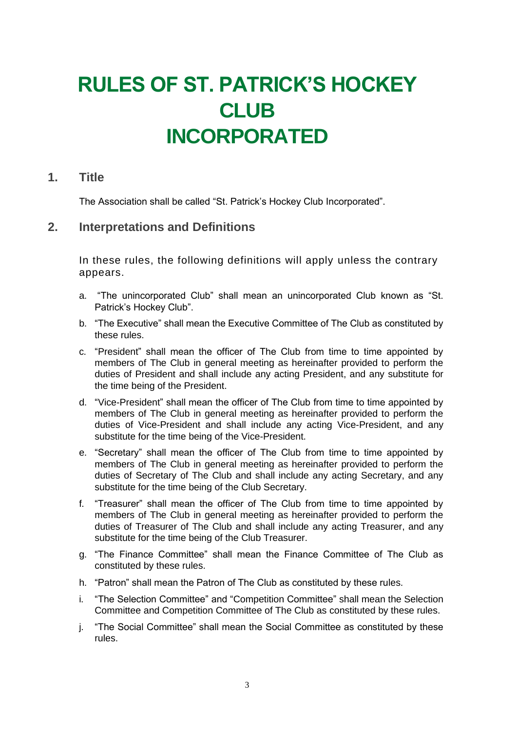# RULES OF ST. PATRICK'S HOCKEY CLUB INCORPORATED

## 1. Title

The Association shall be called "St. Patrick's Hockey Club Incorporated".

## 2. Interpretations and Definitions

In these rules, the following definitions will apply unless the contrary appears.

a. "The unincorporated Club" shall mean an unincorporated Club known as "St. Patrick's Hockey Club".

b. "The Executive" shall mean the Executive Committee of The Club as constituted by these rules.

c. "President" shall mean the officer of The Club from time to time appointed by members of The Club in general meeting as hereinafter provided to perform the duties of President and shall include any acting President, and any substitute for the time being of the President.

d. "Vice-President" shall mean the officer of The Club from time to time appointed by members of The Club in general meeting as hereinafter provided to perform the duties of Vice-President and shall include any acting Vice-President, and any substitute for the time being of the Vice-President.

e. "Secretary" shall mean the officer of The Club from time to time appointed by members of The Club in general meeting as hereinafter provided to perform the duties of Secretary of The Club and shall include any acting Secretary, and any substitute for the time being of the Club Secretary.

f. "Treasurer" shall mean the officer of The Club from time to time appointed by members of The Club in general meeting as hereinafter provided to perform the duties of Treasurer of The Club and shall include any acting Treasurer, and any substitute for the time being of the Club Treasurer.

g. "The Finance Committee" shall mean the Finance Committee of The Club as constituted by these rules.

h. "Patron" shall mean the Patron of The Club as constituted by these rules.

i. "The Selection Committee" and "Competition Committee" shall mean the Selection Committee and Competition Committee of The Club as constituted by these rules.

j. "The Social Committee" shall mean the Social Committee as constituted by these rules.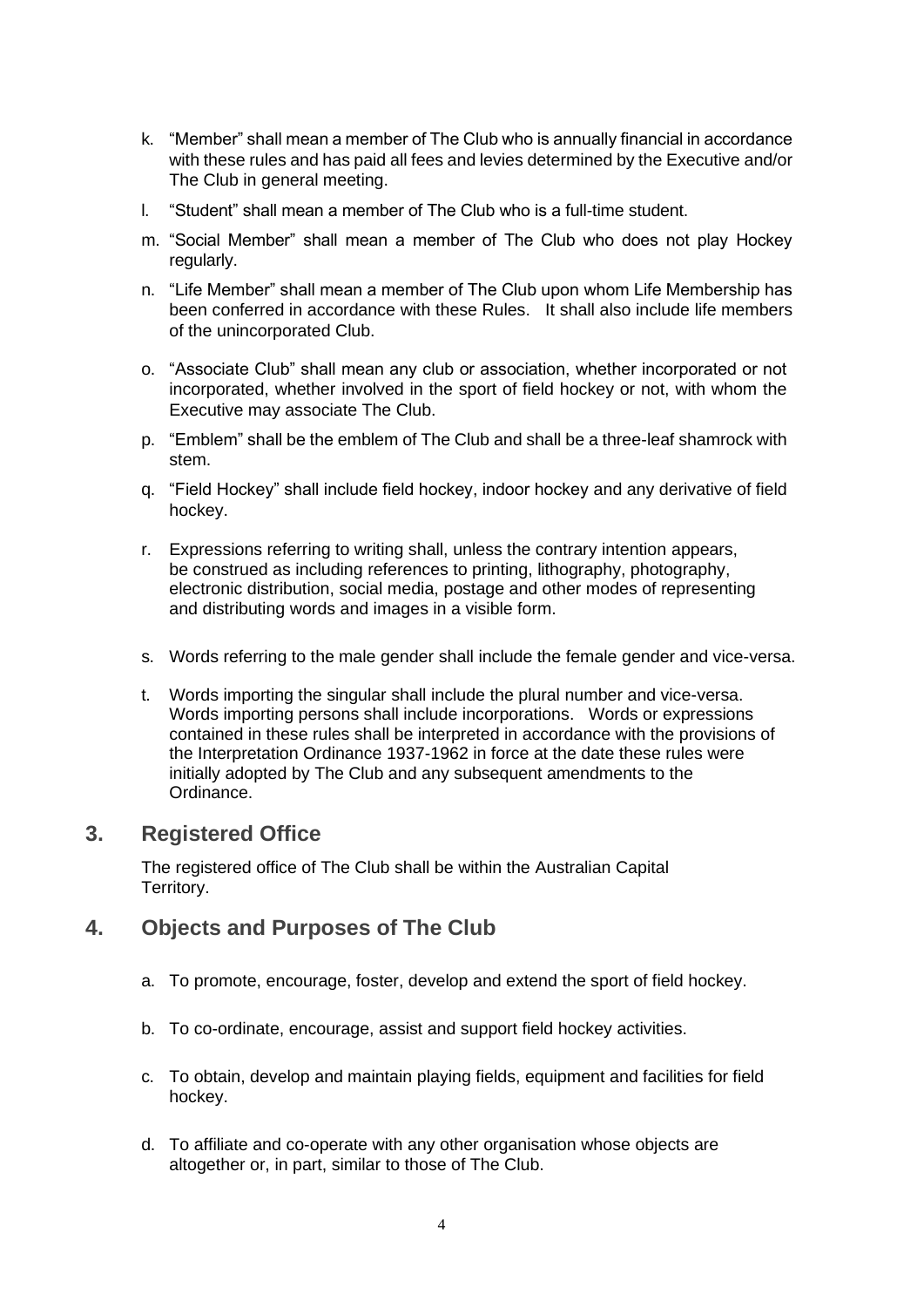k. "Member" shall mean a member of The Club who is annually financial in accordance with these rules and has paid all fees and levies determined by the Executive and/or The Club in general meeting.

l. "Student" shall mean a member of The Club who is a full-time student.

m. "Social Member" shall mean a member of The Club who does not play Hockey regularly.

n. "Life Member" shall mean a member of The Club upon whom Life Membership has been conferred in accordance with these Rules. It shall also include life members of the unincorporated Club.

o. "Associate Club" shall mean any club or association, whether incorporated or not incorporated, whether involved in the sport of field hockey or not, with whom the Executive may associate The Club.

p. "Emblem" shall be the emblem of The Club and shall be a three-leaf shamrock with stem.

q. "Field Hockey" shall include field hockey, indoor hockey and any derivative of field hockey.

r. Expressions referring to writing shall, unless the contrary intention appears, be construed as including references to printing, lithography, photography, electronic distribution, social media, postage and other modes of representing and distributing words and images in a visible form.

s. Words referring to the male gender shall include the female gender and vice-versa.

t. Words importing the singular shall include the plural number and vice-versa. Words importing persons shall include incorporations. Words or expressions contained in these rules shall be interpreted in accordance with the provisions of the Interpretation Ordinance 1937-1962 in force at the date these rules were initially adopted by The Club and any subsequent amendments to the Ordinance.

## 3. Registered Office

The registered office of The Club shall be within the Australian Capital Territory.

## 4. Objects and Purposes of The Club

a. To promote, encourage, foster, develop and extend the sport of field hockey.

b. To co-ordinate, encourage, assist and support field hockey activities.

c. To obtain, develop and maintain playing fields, equipment and facilities for field hockey.

d. To affiliate and co-operate with any other organisation whose objects are altogether or, in part, similar to those of The Club.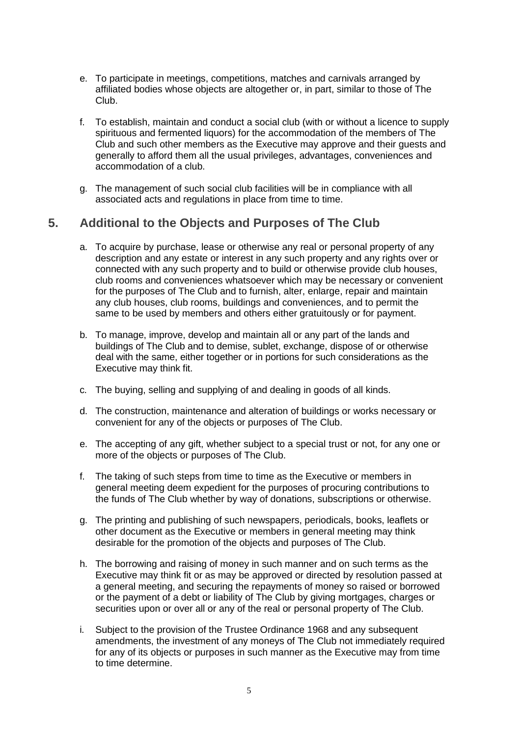e. To participate in meetings, competitions, matches and carnivals arranged by affiliated bodies whose objects are altogether or, in part, similar to those of The Club.

f. To establish, maintain and conduct a social club (with or without a licence to supply spirituous and fermented liquors) for the accommodation of the members of The Club and such other members as the Executive may approve and their guests and generally to afford them all the usual privileges, advantages, conveniences and accommodation of a club.

g. The management of such social club facilities will be in compliance with all associated acts and regulations in place from time to time.

## 5. Additional to the Objects and Purposes of The Club

a. To acquire by purchase, lease or otherwise any real or personal property of any description and any estate or interest in any such property and any rights over or connected with any such property and to build or otherwise provide club houses, club rooms and conveniences whatsoever which may be necessary or convenient for the purposes of The Club and to furnish, alter, enlarge, repair and maintain any club houses, club rooms, buildings and conveniences, and to permit the same to be used by members and others either gratuitously or for payment.

b. To manage, improve, develop and maintain all or any part of the lands and buildings of The Club and to demise, sublet, exchange, dispose of or otherwise deal with the same, either together or in portions for such considerations as the Executive may think fit.

c. The buying, selling and supplying of and dealing in goods of all kinds.

d. The construction, maintenance and alteration of buildings or works necessary or convenient for any of the objects or purposes of The Club.

e. The accepting of any gift, whether subject to a special trust or not, for any one or more of the objects or purposes of The Club.

f. The taking of such steps from time to time as the Executive or members in general meeting deem expedient for the purposes of procuring contributions to the funds of The Club whether by way of donations, subscriptions or otherwise.

g. The printing and publishing of such newspapers, periodicals, books, leaflets or other document as the Executive or members in general meeting may think desirable for the promotion of the objects and purposes of The Club.

h. The borrowing and raising of money in such manner and on such terms as the Executive may think fit or as may be approved or directed by resolution passed at a general meeting, and securing the repayments of money so raised or borrowed or the payment of a debt or liability of The Club by giving mortgages, charges or securities upon or over all or any of the real or personal property of The Club.

i. Subject to the provision of the Trustee Ordinance 1968 and any subsequent amendments, the investment of any moneys of The Club not immediately required for any of its objects or purposes in such manner as the Executive may from time to time determine.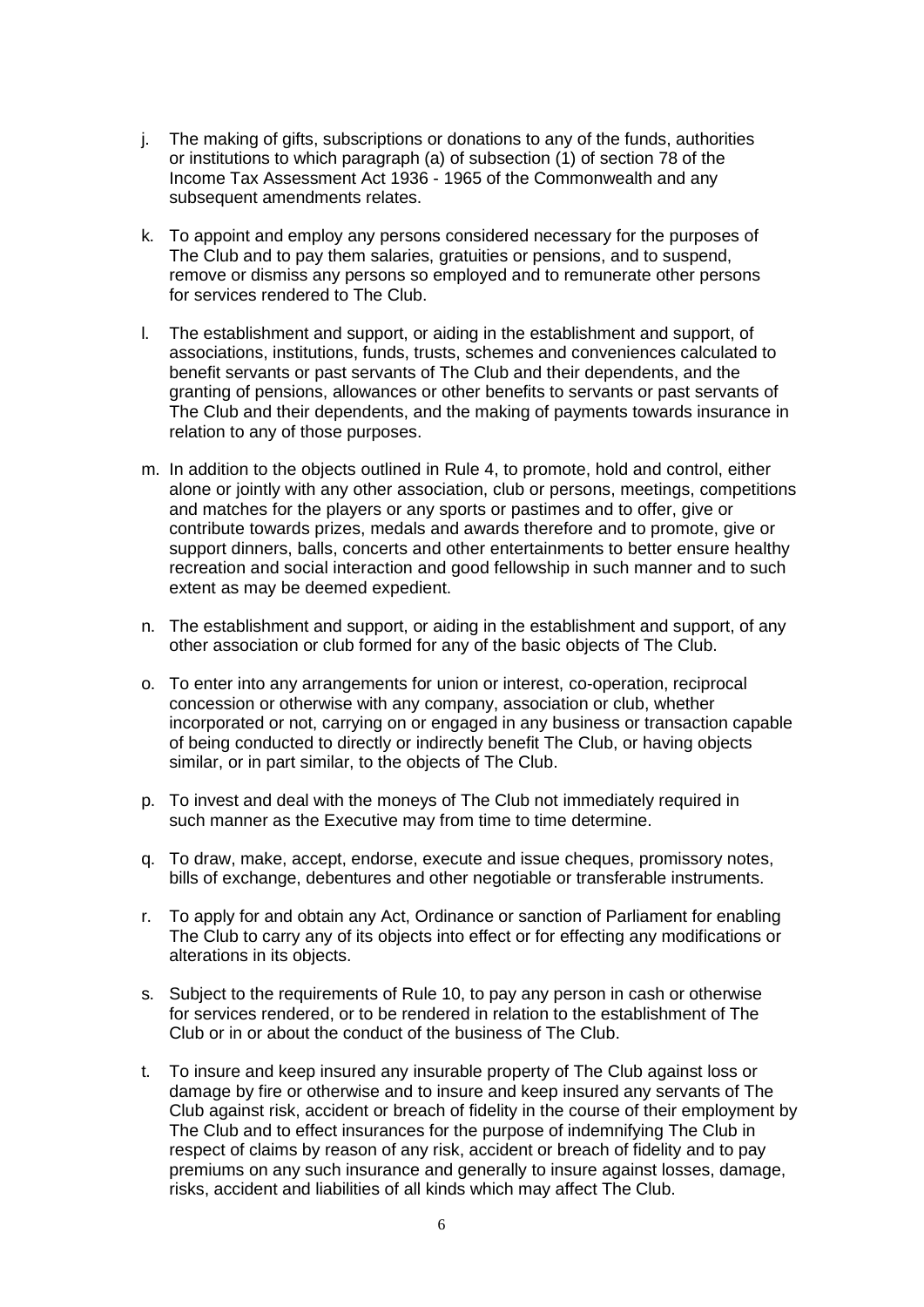j. The making of gifts, subscriptions or donations to any of the funds, authorities or institutions to which paragraph (a) of subsection (1) of section 78 of the Income Tax Assessment Act 1936 - 1965 of the Commonwealth and any subsequent amendments relates.

k. To appoint and employ any persons considered necessary for the purposes of The Club and to pay them salaries, gratuities or pensions, and to suspend, remove or dismiss any persons so employed and to remunerate other persons for services rendered to The Club.

l. The establishment and support, or aiding in the establishment and support, of associations, institutions, funds, trusts, schemes and conveniences calculated to benefit servants or past servants of The Club and their dependents, and the granting of pensions, allowances or other benefits to servants or past servants of The Club and their dependents, and the making of payments towards insurance in relation to any of those purposes.

m. In addition to the objects outlined in Rule 4, to promote, hold and control, either alone or jointly with any other association, club or persons, meetings, competitions and matches for the players or any sports or pastimes and to offer, give or contribute towards prizes, medals and awards therefore and to promote, give or support dinners, balls, concerts and other entertainments to better ensure healthy recreation and social interaction and good fellowship in such manner and to such extent as may be deemed expedient.

n. The establishment and support, or aiding in the establishment and support, of any other association or club formed for any of the basic objects of The Club.

o. To enter into any arrangements for union or interest, co-operation, reciprocal concession or otherwise with any company, association or club, whether incorporated or not, carrying on or engaged in any business or transaction capable of being conducted to directly or indirectly benefit The Club, or having objects similar, or in part similar, to the objects of The Club.

p. To invest and deal with the moneys of The Club not immediately required in such manner as the Executive may from time to time determine.

q. To draw, make, accept, endorse, execute and issue cheques, promissory notes, bills of exchange, debentures and other negotiable or transferable instruments.

r. To apply for and obtain any Act, Ordinance or sanction of Parliament for enabling The Club to carry any of its objects into effect or for effecting any modifications or alterations in its objects.

s. Subject to the requirements of Rule 10, to pay any person in cash or otherwise for services rendered, or to be rendered in relation to the establishment of The Club or in or about the conduct of the business of The Club.

t. To insure and keep insured any insurable property of The Club against loss or damage by fire or otherwise and to insure and keep insured any servants of The Club against risk, accident or breach of fidelity in the course of their employment by The Club and to effect insurances for the purpose of indemnifying The Club in respect of claims by reason of any risk, accident or breach of fidelity and to pay premiums on any such insurance and generally to insure against losses, damage, risks, accident and liabilities of all kinds which may affect The Club.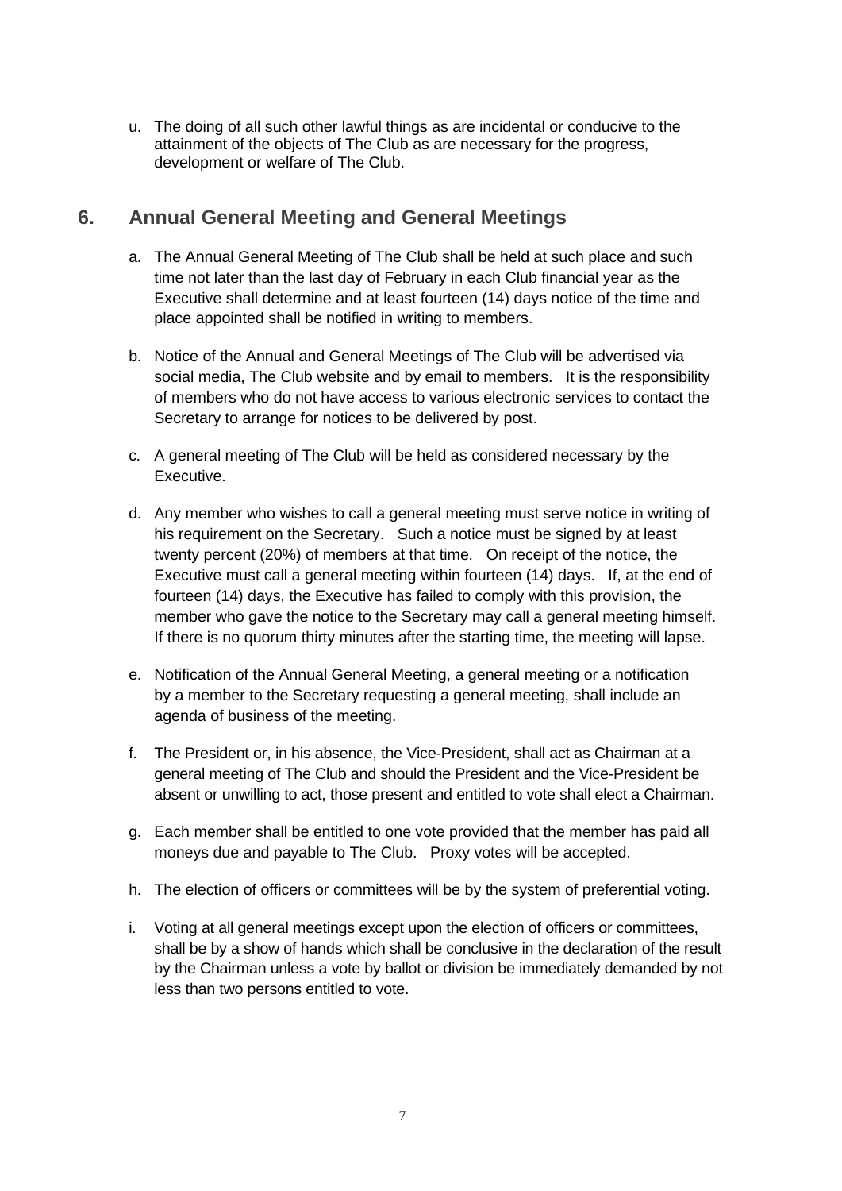u. The doing of all such other lawful things as are incidental or conducive to the attainment of the objects of The Club as are necessary for the progress, development or welfare of The Club.

## 6. Annual General Meeting and General Meetings

a. The Annual General Meeting of The Club shall be held at such place and such time not later than the last day of February in each Club financial year as the Executive shall determine and at least fourteen (14) days notice of the time and place appointed shall be notified in writing to members.

b. Notice of the Annual and General Meetings of The Club will be advertised via social media, The Club website and by email to members. It is the responsibility of members who do not have access to various electronic services to contact the Secretary to arrange for notices to be delivered by post.

c. A general meeting of The Club will be held as considered necessary by the Executive.

d. Any member who wishes to call a general meeting must serve notice in writing of his requirement on the Secretary. Such a notice must be signed by at least twenty percent (20%) of members at that time. On receipt of the notice, the Executive must call a general meeting within fourteen (14) days. If, at the end of fourteen (14) days, the Executive has failed to comply with this provision, the member who gave the notice to the Secretary may call a general meeting himself. If there is no quorum thirty minutes after the starting time, the meeting will lapse.

e. Notification of the Annual General Meeting, a general meeting or a notification by a member to the Secretary requesting a general meeting, shall include an agenda of business of the meeting.

f. The President or, in his absence, the Vice-President, shall act as Chairman at a general meeting of The Club and should the President and the Vice-President be absent or unwilling to act, those present and entitled to vote shall elect a Chairman.

g. Each member shall be entitled to one vote provided that the member has paid all moneys due and payable to The Club. Proxy votes will be accepted.

h. The election of officers or committees will be by the system of preferential voting.

i. Voting at all general meetings except upon the election of officers or committees, shall be by a show of hands which shall be conclusive in the declaration of the result by the Chairman unless a vote by ballot or division be immediately demanded by not less than two persons entitled to vote.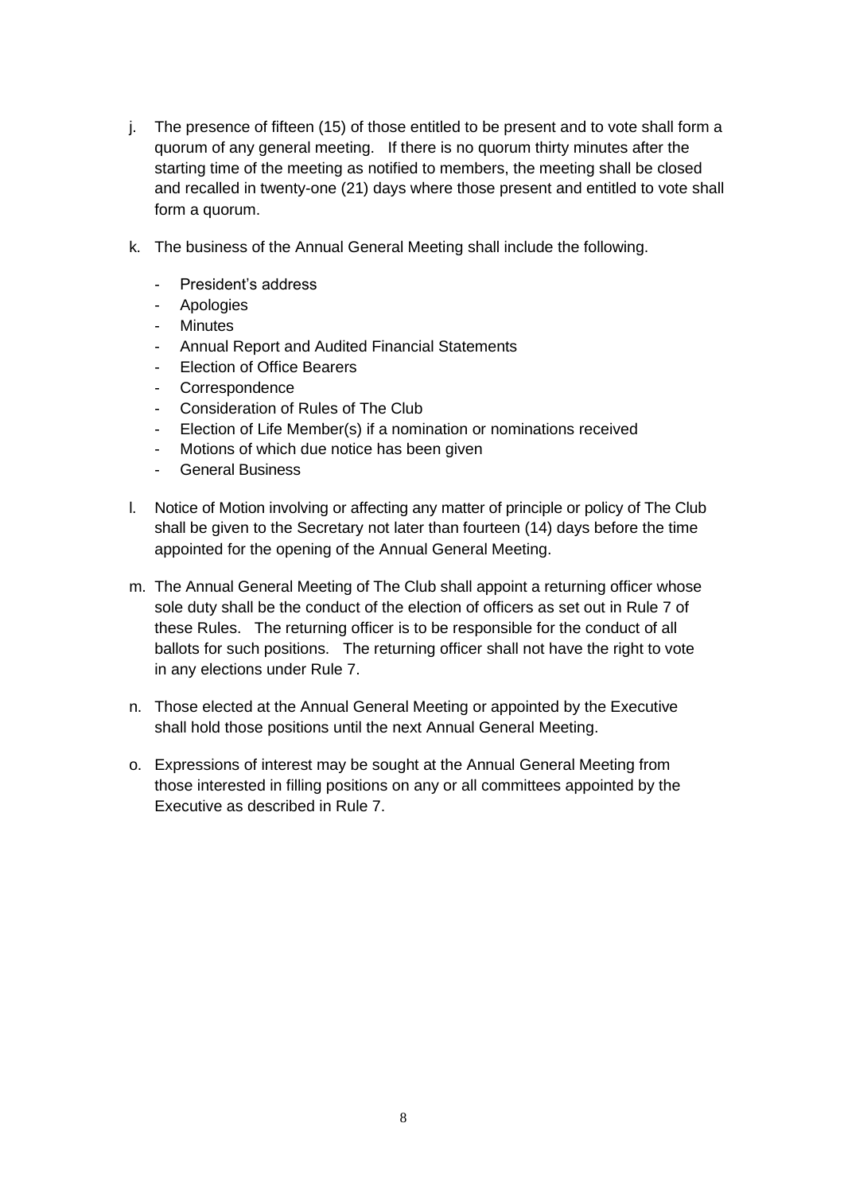j. The presence of fifteen (15) of those entitled to be present and to vote shall form a quorum of any general meeting. If there is no quorum thirty minutes after the starting time of the meeting as notified to members, the meeting shall be closed and recalled in twenty-one (21) days where those present and entitled to vote shall form a quorum.

k. The business of the Annual General Meeting shall include the following.

   - President's address
   - Apologies
   - Minutes
   - Annual Report and Audited Financial Statements
   - Election of Office Bearers
   - Correspondence
   - Consideration of Rules of The Club
   - Election of Life Member(s) if a nomination or nominations received
   - Motions of which due notice has been given
   - General Business

l. Notice of Motion involving or affecting any matter of principle or policy of The Club shall be given to the Secretary not later than fourteen (14) days before the time appointed for the opening of the Annual General Meeting.

m. The Annual General Meeting of The Club shall appoint a returning officer whose sole duty shall be the conduct of the election of officers as set out in Rule 7 of these Rules. The returning officer is to be responsible for the conduct of all ballots for such positions. The returning officer shall not have the right to vote in any elections under Rule 7.

n. Those elected at the Annual General Meeting or appointed by the Executive shall hold those positions until the next Annual General Meeting.

o. Expressions of interest may be sought at the Annual General Meeting from those interested in filling positions on any or all committees appointed by the Executive as described in Rule 7.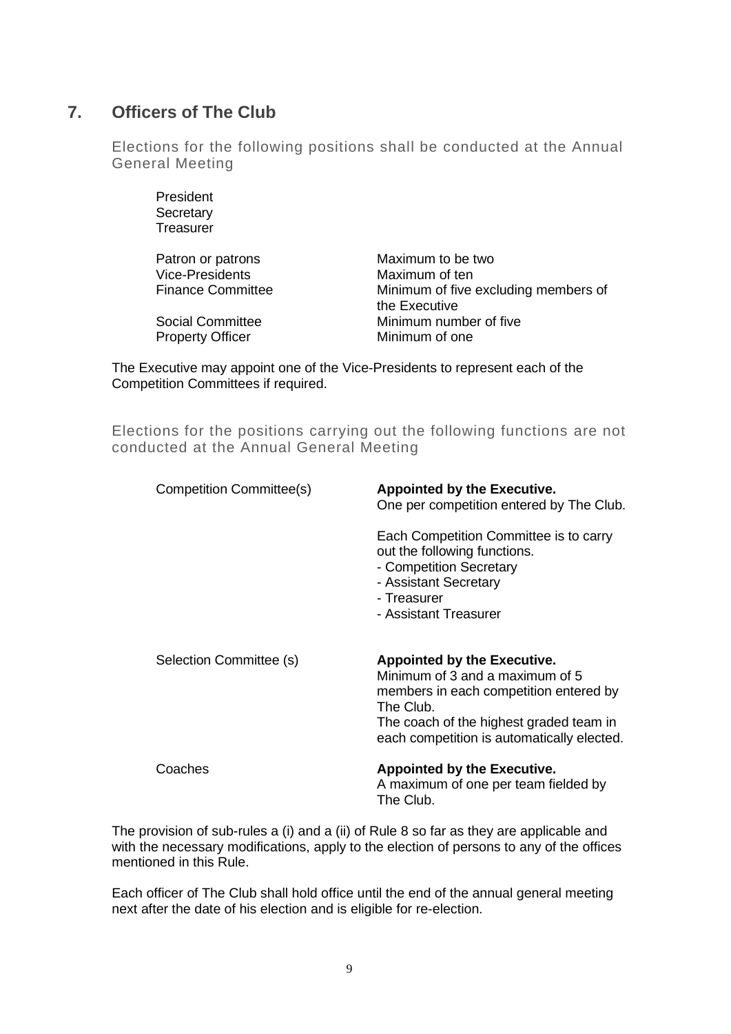## 7. Officers of The Club

Elections for the following positions shall be conducted at the Annual General Meeting

President
Secretary
Treasurer

| | |
|---|---|
| Patron or patrons | Maximum to be two |
| Vice-Presidents | Maximum of ten |
| Finance Committee | Minimum of five excluding members of the Executive |
| Social Committee | Minimum number of five |
| Property Officer | Minimum of one |

The Executive may appoint one of the Vice-Presidents to represent each of the Competition Committees if required.

Elections for the positions carrying out the following functions are not conducted at the Annual General Meeting

| | |
|---|---|
| Competition Committee(s) | **Appointed by the Executive.** One per competition entered by The Club.<br><br>Each Competition Committee is to carry out the following functions.<br>- Competition Secretary<br>- Assistant Secretary<br>- Treasurer<br>- Assistant Treasurer |
| Selection Committee (s) | **Appointed by the Executive.** Minimum of 3 and a maximum of 5 members in each competition entered by The Club.<br>The coach of the highest graded team in each competition is automatically elected. |
| Coaches | **Appointed by the Executive.** A maximum of one per team fielded by The Club. |

The provision of sub-rules a (i) and a (ii) of Rule 8 so far as they are applicable and with the necessary modifications, apply to the election of persons to any of the offices mentioned in this Rule.

Each officer of The Club shall hold office until the end of the annual general meeting next after the date of his election and is eligible for re-election.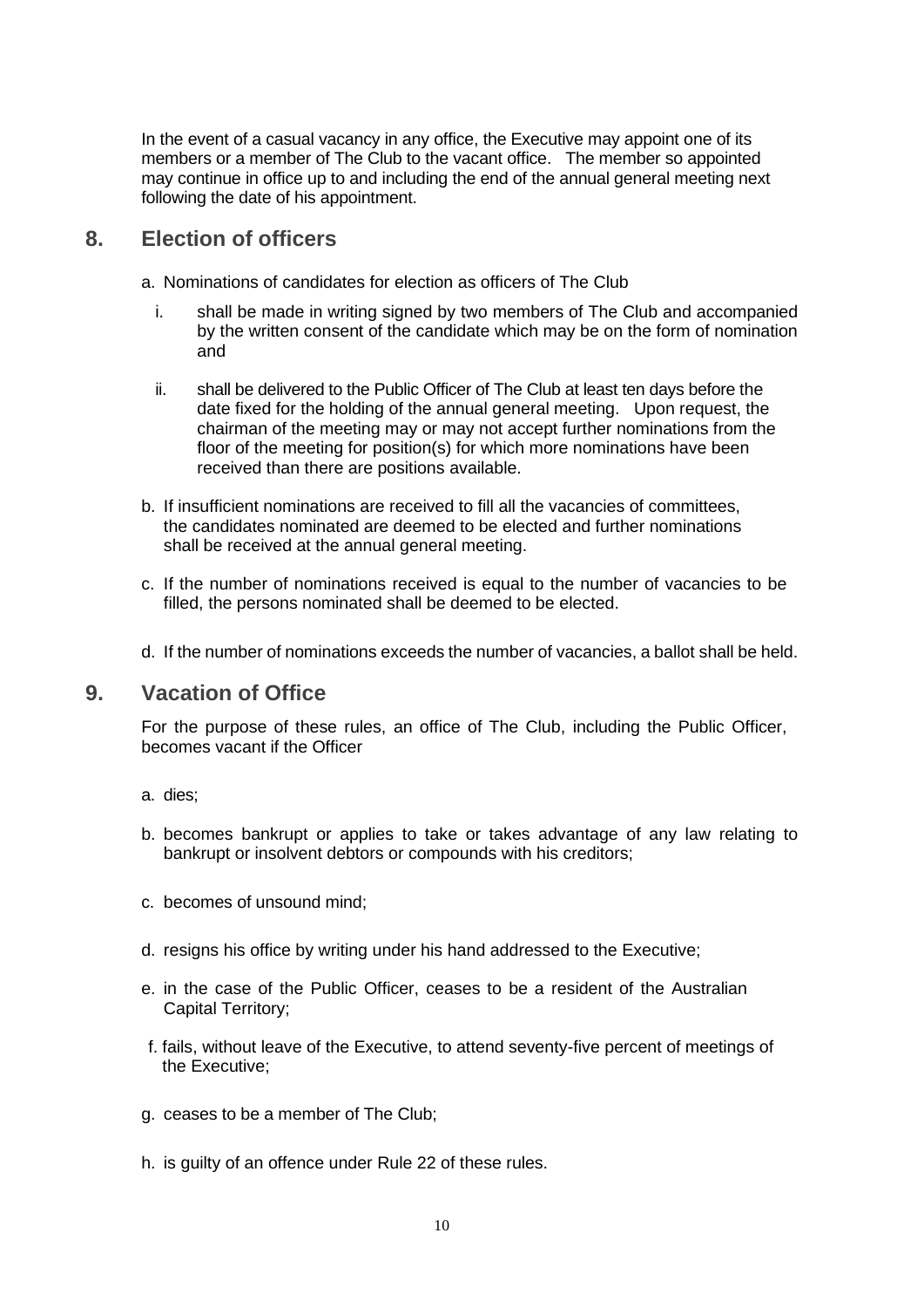In the event of a casual vacancy in any office, the Executive may appoint one of its members or a member of The Club to the vacant office. The member so appointed may continue in office up to and including the end of the annual general meeting next following the date of his appointment.

## 8. Election of officers

a. Nominations of candidates for election as officers of The Club

   i. shall be made in writing signed by two members of The Club and accompanied by the written consent of the candidate which may be on the form of nomination and

   ii. shall be delivered to the Public Officer of The Club at least ten days before the date fixed for the holding of the annual general meeting. Upon request, the chairman of the meeting may or may not accept further nominations from the floor of the meeting for position(s) for which more nominations have been received than there are positions available.

b. If insufficient nominations are received to fill all the vacancies of committees, the candidates nominated are deemed to be elected and further nominations shall be received at the annual general meeting.

c. If the number of nominations received is equal to the number of vacancies to be filled, the persons nominated shall be deemed to be elected.

d. If the number of nominations exceeds the number of vacancies, a ballot shall be held.

## 9. Vacation of Office

For the purpose of these rules, an office of The Club, including the Public Officer, becomes vacant if the Officer

a. dies;

b. becomes bankrupt or applies to take or takes advantage of any law relating to bankrupt or insolvent debtors or compounds with his creditors;

c. becomes of unsound mind;

d. resigns his office by writing under his hand addressed to the Executive;

e. in the case of the Public Officer, ceases to be a resident of the Australian Capital Territory;

f. fails, without leave of the Executive, to attend seventy-five percent of meetings of the Executive;

g. ceases to be a member of The Club;

h. is guilty of an offence under Rule 22 of these rules.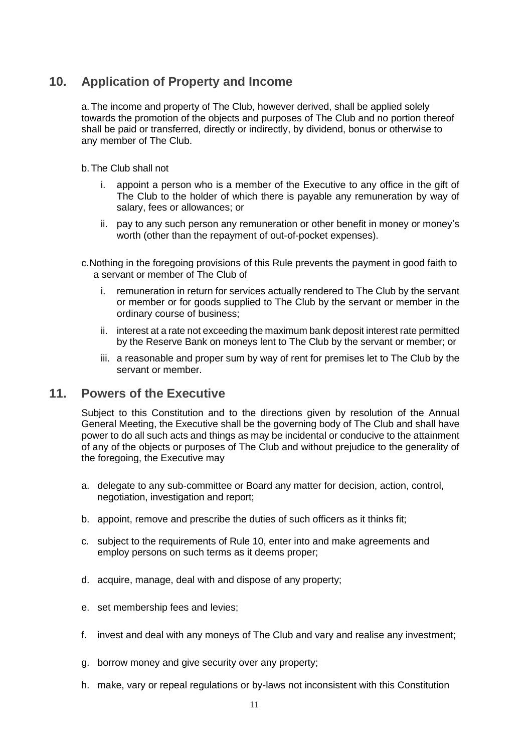## 10. Application of Property and Income

a. The income and property of The Club, however derived, shall be applied solely towards the promotion of the objects and purposes of The Club and no portion thereof shall be paid or transferred, directly or indirectly, by dividend, bonus or otherwise to any member of The Club.

b. The Club shall not

i. appoint a person who is a member of the Executive to any office in the gift of The Club to the holder of which there is payable any remuneration by way of salary, fees or allowances; or

ii. pay to any such person any remuneration or other benefit in money or money's worth (other than the repayment of out-of-pocket expenses).

c. Nothing in the foregoing provisions of this Rule prevents the payment in good faith to a servant or member of The Club of

i. remuneration in return for services actually rendered to The Club by the servant or member or for goods supplied to The Club by the servant or member in the ordinary course of business;

ii. interest at a rate not exceeding the maximum bank deposit interest rate permitted by the Reserve Bank on moneys lent to The Club by the servant or member; or

iii. a reasonable and proper sum by way of rent for premises let to The Club by the servant or member.

## 11. Powers of the Executive

Subject to this Constitution and to the directions given by resolution of the Annual General Meeting, the Executive shall be the governing body of The Club and shall have power to do all such acts and things as may be incidental or conducive to the attainment of any of the objects or purposes of The Club and without prejudice to the generality of the foregoing, the Executive may

a. delegate to any sub-committee or Board any matter for decision, action, control, negotiation, investigation and report;

b. appoint, remove and prescribe the duties of such officers as it thinks fit;

c. subject to the requirements of Rule 10, enter into and make agreements and employ persons on such terms as it deems proper;

d. acquire, manage, deal with and dispose of any property;

e. set membership fees and levies;

f. invest and deal with any moneys of The Club and vary and realise any investment;

g. borrow money and give security over any property;

h. make, vary or repeal regulations or by-laws not inconsistent with this Constitution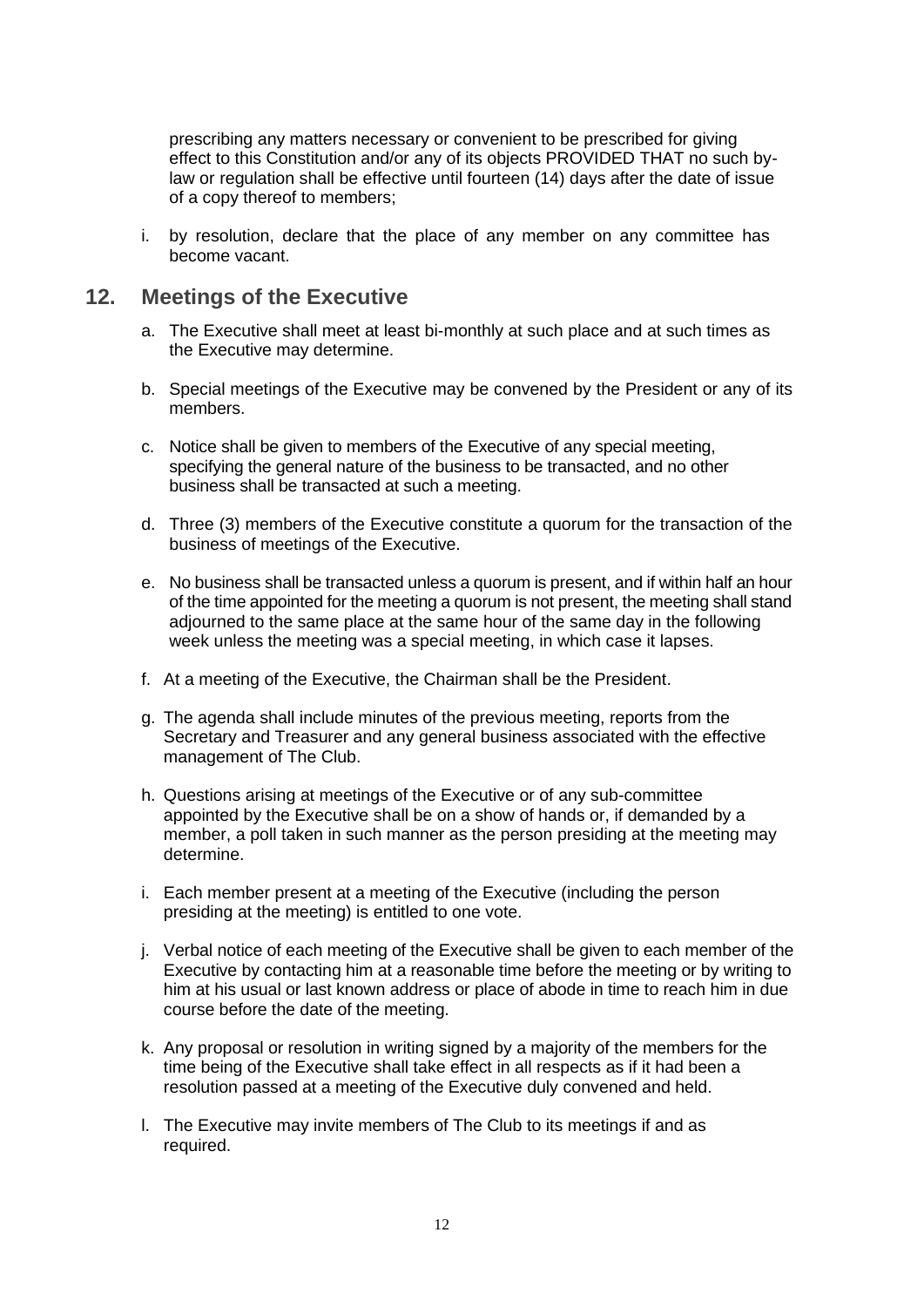prescribing any matters necessary or convenient to be prescribed for giving effect to this Constitution and/or any of its objects PROVIDED THAT no such by-law or regulation shall be effective until fourteen (14) days after the date of issue of a copy thereof to members;

i. by resolution, declare that the place of any member on any committee has become vacant.

## 12. Meetings of the Executive

a. The Executive shall meet at least bi-monthly at such place and at such times as the Executive may determine.

b. Special meetings of the Executive may be convened by the President or any of its members.

c. Notice shall be given to members of the Executive of any special meeting, specifying the general nature of the business to be transacted, and no other business shall be transacted at such a meeting.

d. Three (3) members of the Executive constitute a quorum for the transaction of the business of meetings of the Executive.

e. No business shall be transacted unless a quorum is present, and if within half an hour of the time appointed for the meeting a quorum is not present, the meeting shall stand adjourned to the same place at the same hour of the same day in the following week unless the meeting was a special meeting, in which case it lapses.

f. At a meeting of the Executive, the Chairman shall be the President.

g. The agenda shall include minutes of the previous meeting, reports from the Secretary and Treasurer and any general business associated with the effective management of The Club.

h. Questions arising at meetings of the Executive or of any sub-committee appointed by the Executive shall be on a show of hands or, if demanded by a member, a poll taken in such manner as the person presiding at the meeting may determine.

i. Each member present at a meeting of the Executive (including the person presiding at the meeting) is entitled to one vote.

j. Verbal notice of each meeting of the Executive shall be given to each member of the Executive by contacting him at a reasonable time before the meeting or by writing to him at his usual or last known address or place of abode in time to reach him in due course before the date of the meeting.

k. Any proposal or resolution in writing signed by a majority of the members for the time being of the Executive shall take effect in all respects as if it had been a resolution passed at a meeting of the Executive duly convened and held.

l. The Executive may invite members of The Club to its meetings if and as required.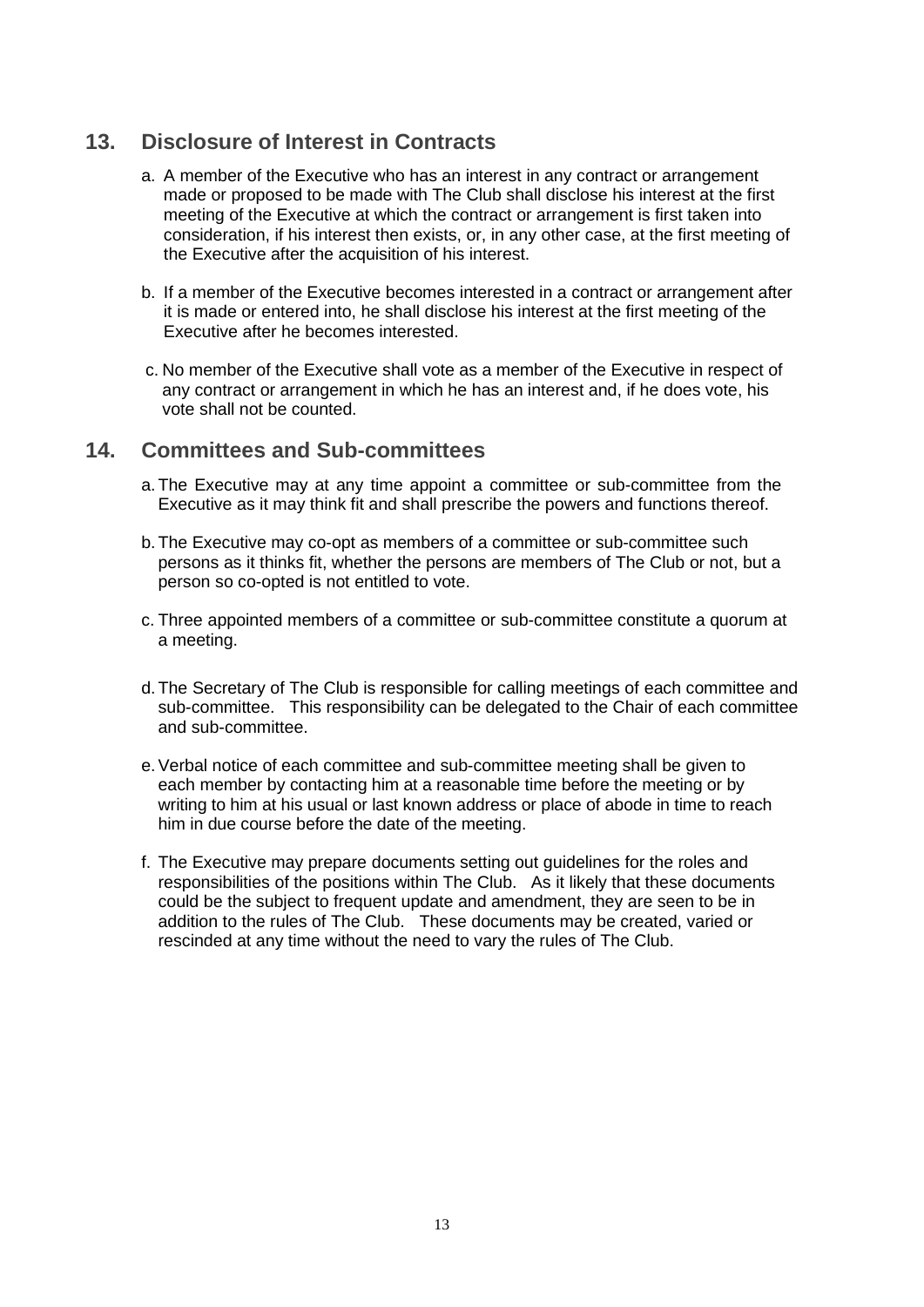## 13. Disclosure of Interest in Contracts

a. A member of the Executive who has an interest in any contract or arrangement made or proposed to be made with The Club shall disclose his interest at the first meeting of the Executive at which the contract or arrangement is first taken into consideration, if his interest then exists, or, in any other case, at the first meeting of the Executive after the acquisition of his interest.

b. If a member of the Executive becomes interested in a contract or arrangement after it is made or entered into, he shall disclose his interest at the first meeting of the Executive after he becomes interested.

c. No member of the Executive shall vote as a member of the Executive in respect of any contract or arrangement in which he has an interest and, if he does vote, his vote shall not be counted.

## 14. Committees and Sub-committees

a. The Executive may at any time appoint a committee or sub-committee from the Executive as it may think fit and shall prescribe the powers and functions thereof.

b. The Executive may co-opt as members of a committee or sub-committee such persons as it thinks fit, whether the persons are members of The Club or not, but a person so co-opted is not entitled to vote.

c. Three appointed members of a committee or sub-committee constitute a quorum at a meeting.

d. The Secretary of The Club is responsible for calling meetings of each committee and sub-committee. This responsibility can be delegated to the Chair of each committee and sub-committee.

e. Verbal notice of each committee and sub-committee meeting shall be given to each member by contacting him at a reasonable time before the meeting or by writing to him at his usual or last known address or place of abode in time to reach him in due course before the date of the meeting.

f. The Executive may prepare documents setting out guidelines for the roles and responsibilities of the positions within The Club. As it likely that these documents could be the subject to frequent update and amendment, they are seen to be in addition to the rules of The Club. These documents may be created, varied or rescinded at any time without the need to vary the rules of The Club.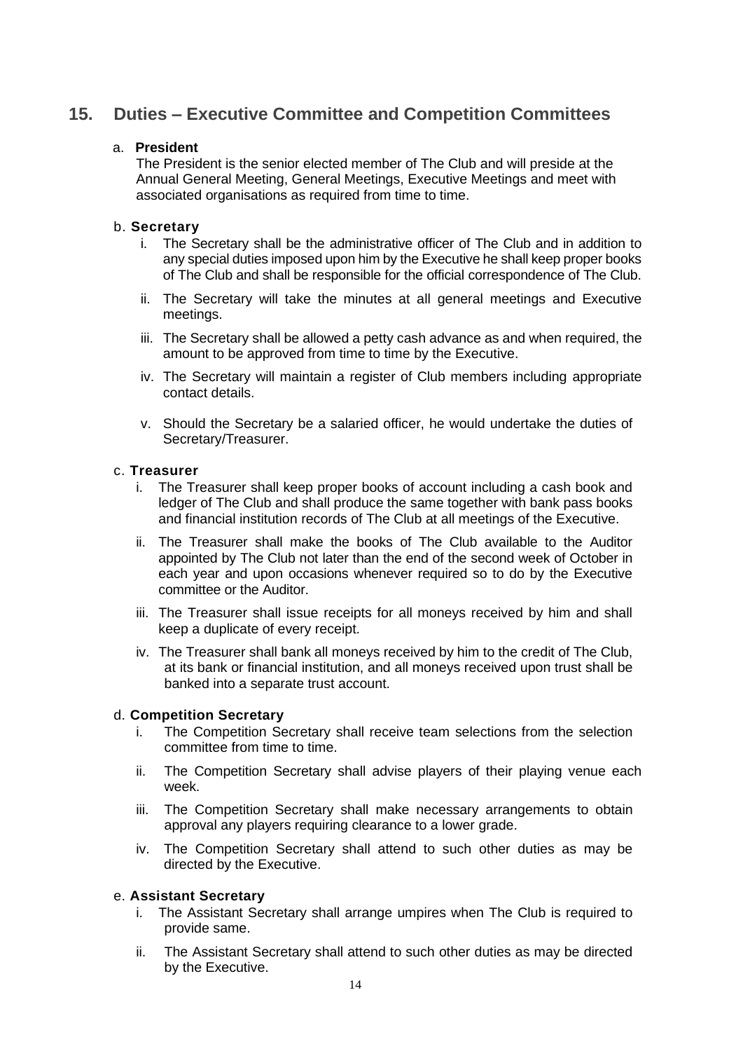## 15. Duties – Executive Committee and Competition Committees

a. **President**

The President is the senior elected member of The Club and will preside at the Annual General Meeting, General Meetings, Executive Meetings and meet with associated organisations as required from time to time.

b. **Secretary**

i. The Secretary shall be the administrative officer of The Club and in addition to any special duties imposed upon him by the Executive he shall keep proper books of The Club and shall be responsible for the official correspondence of The Club.

ii. The Secretary will take the minutes at all general meetings and Executive meetings.

iii. The Secretary shall be allowed a petty cash advance as and when required, the amount to be approved from time to time by the Executive.

iv. The Secretary will maintain a register of Club members including appropriate contact details.

v. Should the Secretary be a salaried officer, he would undertake the duties of Secretary/Treasurer.

c. **Treasurer**

i. The Treasurer shall keep proper books of account including a cash book and ledger of The Club and shall produce the same together with bank pass books and financial institution records of The Club at all meetings of the Executive.

ii. The Treasurer shall make the books of The Club available to the Auditor appointed by The Club not later than the end of the second week of October in each year and upon occasions whenever required so to do by the Executive committee or the Auditor.

iii. The Treasurer shall issue receipts for all moneys received by him and shall keep a duplicate of every receipt.

iv. The Treasurer shall bank all moneys received by him to the credit of The Club, at its bank or financial institution, and all moneys received upon trust shall be banked into a separate trust account.

d. **Competition Secretary**

i. The Competition Secretary shall receive team selections from the selection committee from time to time.

ii. The Competition Secretary shall advise players of their playing venue each week.

iii. The Competition Secretary shall make necessary arrangements to obtain approval any players requiring clearance to a lower grade.

iv. The Competition Secretary shall attend to such other duties as may be directed by the Executive.

e. **Assistant Secretary**

i. The Assistant Secretary shall arrange umpires when The Club is required to provide same.

ii. The Assistant Secretary shall attend to such other duties as may be directed by the Executive.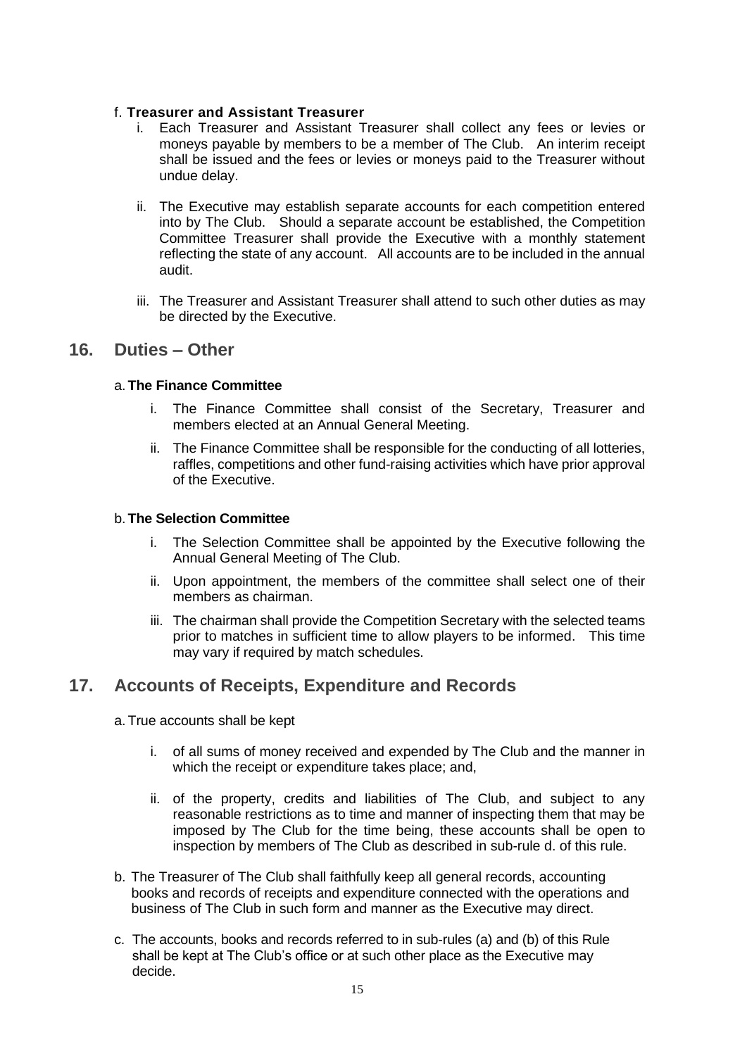f. **Treasurer and Assistant Treasurer**

i. Each Treasurer and Assistant Treasurer shall collect any fees or levies or moneys payable by members to be a member of The Club. An interim receipt shall be issued and the fees or levies or moneys paid to the Treasurer without undue delay.

ii. The Executive may establish separate accounts for each competition entered into by The Club. Should a separate account be established, the Competition Committee Treasurer shall provide the Executive with a monthly statement reflecting the state of any account. All accounts are to be included in the annual audit.

iii. The Treasurer and Assistant Treasurer shall attend to such other duties as may be directed by the Executive.

## 16. Duties – Other

a. **The Finance Committee**

i. The Finance Committee shall consist of the Secretary, Treasurer and members elected at an Annual General Meeting.

ii. The Finance Committee shall be responsible for the conducting of all lotteries, raffles, competitions and other fund-raising activities which have prior approval of the Executive.

b. **The Selection Committee**

i. The Selection Committee shall be appointed by the Executive following the Annual General Meeting of The Club.

ii. Upon appointment, the members of the committee shall select one of their members as chairman.

iii. The chairman shall provide the Competition Secretary with the selected teams prior to matches in sufficient time to allow players to be informed. This time may vary if required by match schedules.

## 17. Accounts of Receipts, Expenditure and Records

a. True accounts shall be kept

i. of all sums of money received and expended by The Club and the manner in which the receipt or expenditure takes place; and,

ii. of the property, credits and liabilities of The Club, and subject to any reasonable restrictions as to time and manner of inspecting them that may be imposed by The Club for the time being, these accounts shall be open to inspection by members of The Club as described in sub-rule d. of this rule.

b. The Treasurer of The Club shall faithfully keep all general records, accounting books and records of receipts and expenditure connected with the operations and business of The Club in such form and manner as the Executive may direct.

c. The accounts, books and records referred to in sub-rules (a) and (b) of this Rule shall be kept at The Club's office or at such other place as the Executive may decide.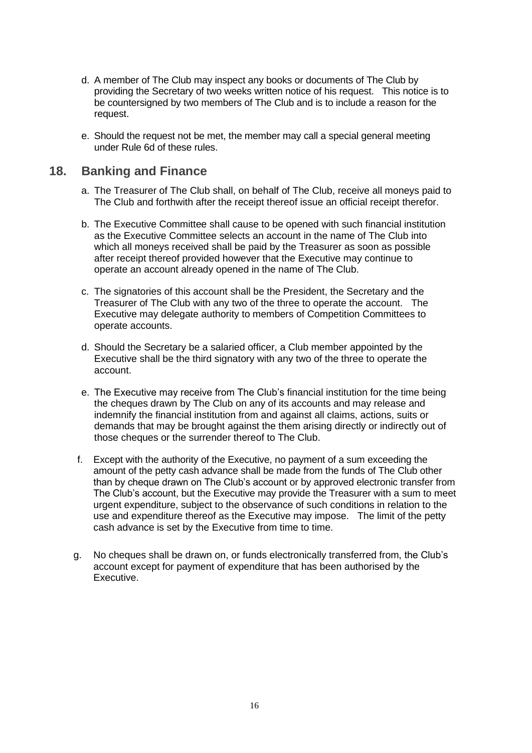d. A member of The Club may inspect any books or documents of The Club by providing the Secretary of two weeks written notice of his request. This notice is to be countersigned by two members of The Club and is to include a reason for the request.

e. Should the request not be met, the member may call a special general meeting under Rule 6d of these rules.

## 18. Banking and Finance

a. The Treasurer of The Club shall, on behalf of The Club, receive all moneys paid to The Club and forthwith after the receipt thereof issue an official receipt therefor.

b. The Executive Committee shall cause to be opened with such financial institution as the Executive Committee selects an account in the name of The Club into which all moneys received shall be paid by the Treasurer as soon as possible after receipt thereof provided however that the Executive may continue to operate an account already opened in the name of The Club.

c. The signatories of this account shall be the President, the Secretary and the Treasurer of The Club with any two of the three to operate the account. The Executive may delegate authority to members of Competition Committees to operate accounts.

d. Should the Secretary be a salaried officer, a Club member appointed by the Executive shall be the third signatory with any two of the three to operate the account.

e. The Executive may receive from The Club's financial institution for the time being the cheques drawn by The Club on any of its accounts and may release and indemnify the financial institution from and against all claims, actions, suits or demands that may be brought against the them arising directly or indirectly out of those cheques or the surrender thereof to The Club.

f. Except with the authority of the Executive, no payment of a sum exceeding the amount of the petty cash advance shall be made from the funds of The Club other than by cheque drawn on The Club's account or by approved electronic transfer from The Club's account, but the Executive may provide the Treasurer with a sum to meet urgent expenditure, subject to the observance of such conditions in relation to the use and expenditure thereof as the Executive may impose. The limit of the petty cash advance is set by the Executive from time to time.

g. No cheques shall be drawn on, or funds electronically transferred from, the Club's account except for payment of expenditure that has been authorised by the Executive.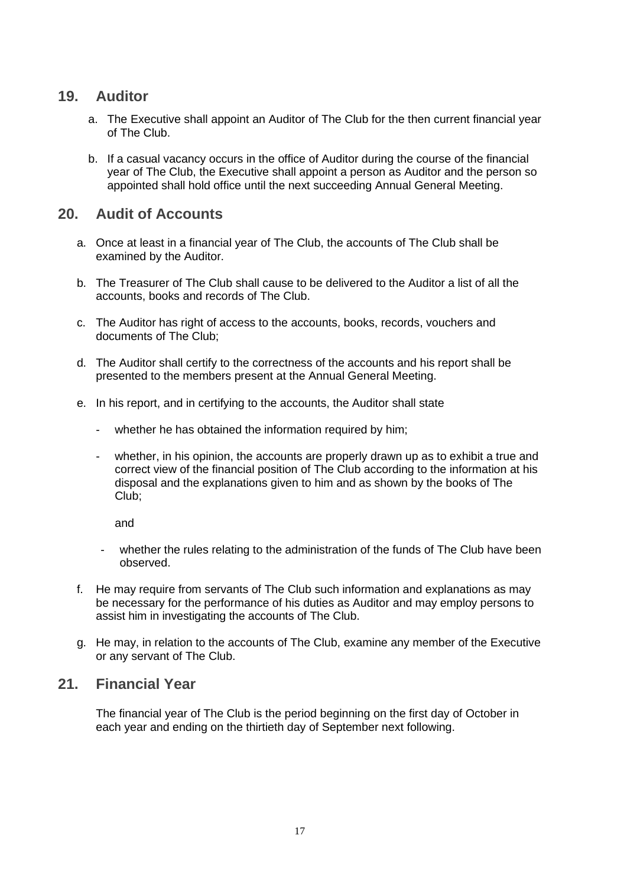## 19. Auditor

a. The Executive shall appoint an Auditor of The Club for the then current financial year of The Club.

b. If a casual vacancy occurs in the office of Auditor during the course of the financial year of The Club, the Executive shall appoint a person as Auditor and the person so appointed shall hold office until the next succeeding Annual General Meeting.

## 20. Audit of Accounts

a. Once at least in a financial year of The Club, the accounts of The Club shall be examined by the Auditor.

b. The Treasurer of The Club shall cause to be delivered to the Auditor a list of all the accounts, books and records of The Club.

c. The Auditor has right of access to the accounts, books, records, vouchers and documents of The Club;

d. The Auditor shall certify to the correctness of the accounts and his report shall be presented to the members present at the Annual General Meeting.

e. In his report, and in certifying to the accounts, the Auditor shall state

   - whether he has obtained the information required by him;

   - whether, in his opinion, the accounts are properly drawn up as to exhibit a true and correct view of the financial position of The Club according to the information at his disposal and the explanations given to him and as shown by the books of The Club;

     and

   - whether the rules relating to the administration of the funds of The Club have been observed.

f. He may require from servants of The Club such information and explanations as may be necessary for the performance of his duties as Auditor and may employ persons to assist him in investigating the accounts of The Club.

g. He may, in relation to the accounts of The Club, examine any member of the Executive or any servant of The Club.

## 21. Financial Year

The financial year of The Club is the period beginning on the first day of October in each year and ending on the thirtieth day of September next following.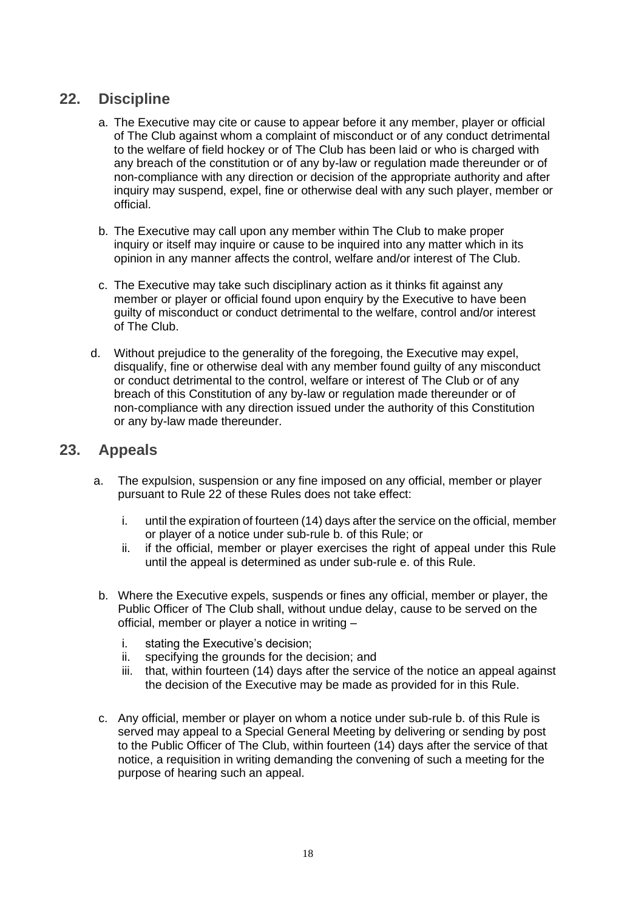## 22. Discipline

a. The Executive may cite or cause to appear before it any member, player or official of The Club against whom a complaint of misconduct or of any conduct detrimental to the welfare of field hockey or of The Club has been laid or who is charged with any breach of the constitution or of any by-law or regulation made thereunder or of non-compliance with any direction or decision of the appropriate authority and after inquiry may suspend, expel, fine or otherwise deal with any such player, member or official.

b. The Executive may call upon any member within The Club to make proper inquiry or itself may inquire or cause to be inquired into any matter which in its opinion in any manner affects the control, welfare and/or interest of The Club.

c. The Executive may take such disciplinary action as it thinks fit against any member or player or official found upon enquiry by the Executive to have been guilty of misconduct or conduct detrimental to the welfare, control and/or interest of The Club.

d. Without prejudice to the generality of the foregoing, the Executive may expel, disqualify, fine or otherwise deal with any member found guilty of any misconduct or conduct detrimental to the control, welfare or interest of The Club or of any breach of this Constitution of any by-law or regulation made thereunder or of non-compliance with any direction issued under the authority of this Constitution or any by-law made thereunder.

## 23. Appeals

a. The expulsion, suspension or any fine imposed on any official, member or player pursuant to Rule 22 of these Rules does not take effect:

   i. until the expiration of fourteen (14) days after the service on the official, member or player of a notice under sub-rule b. of this Rule; or
   ii. if the official, member or player exercises the right of appeal under this Rule until the appeal is determined as under sub-rule e. of this Rule.

b. Where the Executive expels, suspends or fines any official, member or player, the Public Officer of The Club shall, without undue delay, cause to be served on the official, member or player a notice in writing –

   i. stating the Executive's decision;
   ii. specifying the grounds for the decision; and
   iii. that, within fourteen (14) days after the service of the notice an appeal against the decision of the Executive may be made as provided for in this Rule.

c. Any official, member or player on whom a notice under sub-rule b. of this Rule is served may appeal to a Special General Meeting by delivering or sending by post to the Public Officer of The Club, within fourteen (14) days after the service of that notice, a requisition in writing demanding the convening of such a meeting for the purpose of hearing such an appeal.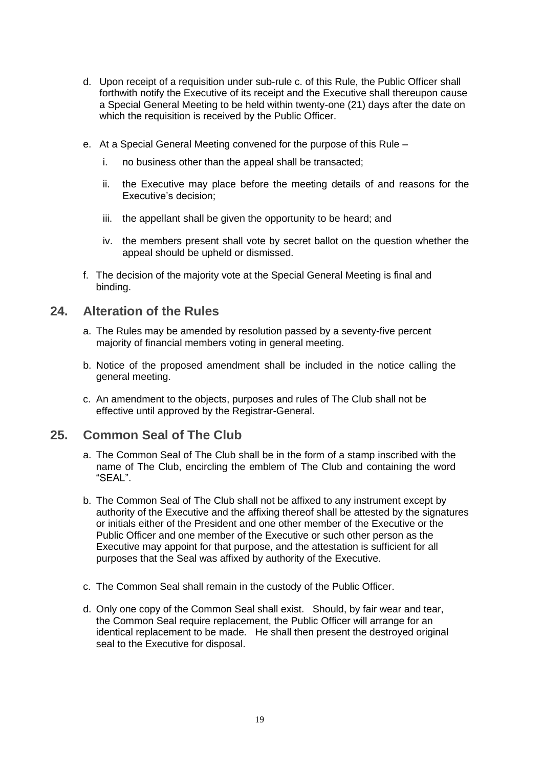d. Upon receipt of a requisition under sub-rule c. of this Rule, the Public Officer shall forthwith notify the Executive of its receipt and the Executive shall thereupon cause a Special General Meeting to be held within twenty-one (21) days after the date on which the requisition is received by the Public Officer.

e. At a Special General Meeting convened for the purpose of this Rule –

   i. no business other than the appeal shall be transacted;

   ii. the Executive may place before the meeting details of and reasons for the Executive's decision;

   iii. the appellant shall be given the opportunity to be heard; and

   iv. the members present shall vote by secret ballot on the question whether the appeal should be upheld or dismissed.

f. The decision of the majority vote at the Special General Meeting is final and binding.

## 24. Alteration of the Rules

a. The Rules may be amended by resolution passed by a seventy-five percent majority of financial members voting in general meeting.

b. Notice of the proposed amendment shall be included in the notice calling the general meeting.

c. An amendment to the objects, purposes and rules of The Club shall not be effective until approved by the Registrar-General.

## 25. Common Seal of The Club

a. The Common Seal of The Club shall be in the form of a stamp inscribed with the name of The Club, encircling the emblem of The Club and containing the word "SEAL".

b. The Common Seal of The Club shall not be affixed to any instrument except by authority of the Executive and the affixing thereof shall be attested by the signatures or initials either of the President and one other member of the Executive or the Public Officer and one member of the Executive or such other person as the Executive may appoint for that purpose, and the attestation is sufficient for all purposes that the Seal was affixed by authority of the Executive.

c. The Common Seal shall remain in the custody of the Public Officer.

d. Only one copy of the Common Seal shall exist. Should, by fair wear and tear, the Common Seal require replacement, the Public Officer will arrange for an identical replacement to be made. He shall then present the destroyed original seal to the Executive for disposal.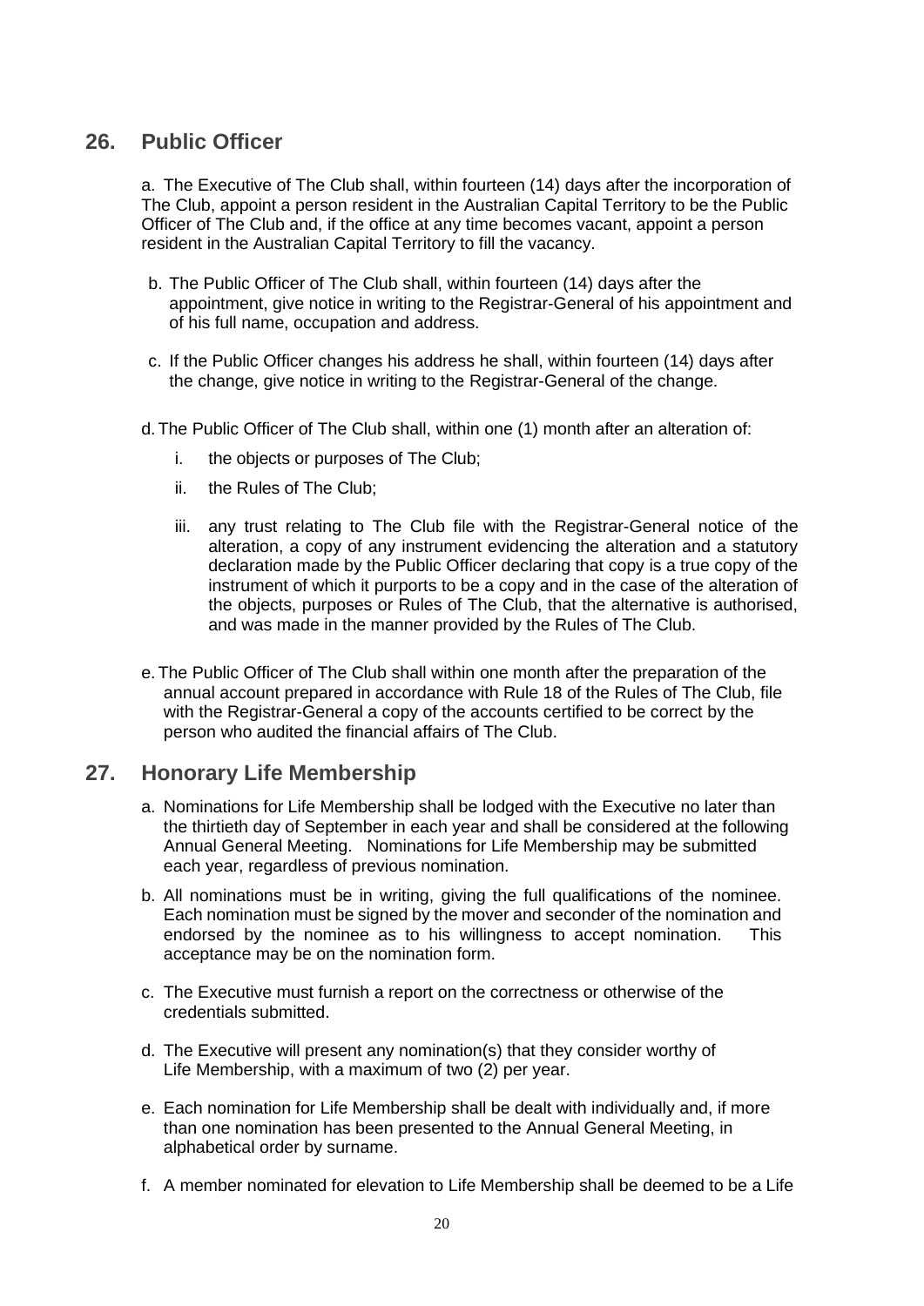## 26. Public Officer

a. The Executive of The Club shall, within fourteen (14) days after the incorporation of The Club, appoint a person resident in the Australian Capital Territory to be the Public Officer of The Club and, if the office at any time becomes vacant, appoint a person resident in the Australian Capital Territory to fill the vacancy.

b. The Public Officer of The Club shall, within fourteen (14) days after the appointment, give notice in writing to the Registrar-General of his appointment and of his full name, occupation and address.

c. If the Public Officer changes his address he shall, within fourteen (14) days after the change, give notice in writing to the Registrar-General of the change.

d. The Public Officer of The Club shall, within one (1) month after an alteration of:

i. the objects or purposes of The Club;

ii. the Rules of The Club;

iii. any trust relating to The Club file with the Registrar-General notice of the alteration, a copy of any instrument evidencing the alteration and a statutory declaration made by the Public Officer declaring that copy is a true copy of the instrument of which it purports to be a copy and in the case of the alteration of the objects, purposes or Rules of The Club, that the alternative is authorised, and was made in the manner provided by the Rules of The Club.

e. The Public Officer of The Club shall within one month after the preparation of the annual account prepared in accordance with Rule 18 of the Rules of The Club, file with the Registrar-General a copy of the accounts certified to be correct by the person who audited the financial affairs of The Club.

## 27. Honorary Life Membership

a. Nominations for Life Membership shall be lodged with the Executive no later than the thirtieth day of September in each year and shall be considered at the following Annual General Meeting. Nominations for Life Membership may be submitted each year, regardless of previous nomination.

b. All nominations must be in writing, giving the full qualifications of the nominee. Each nomination must be signed by the mover and seconder of the nomination and endorsed by the nominee as to his willingness to accept nomination. This acceptance may be on the nomination form.

c. The Executive must furnish a report on the correctness or otherwise of the credentials submitted.

d. The Executive will present any nomination(s) that they consider worthy of Life Membership, with a maximum of two (2) per year.

e. Each nomination for Life Membership shall be dealt with individually and, if more than one nomination has been presented to the Annual General Meeting, in alphabetical order by surname.

f. A member nominated for elevation to Life Membership shall be deemed to be a Life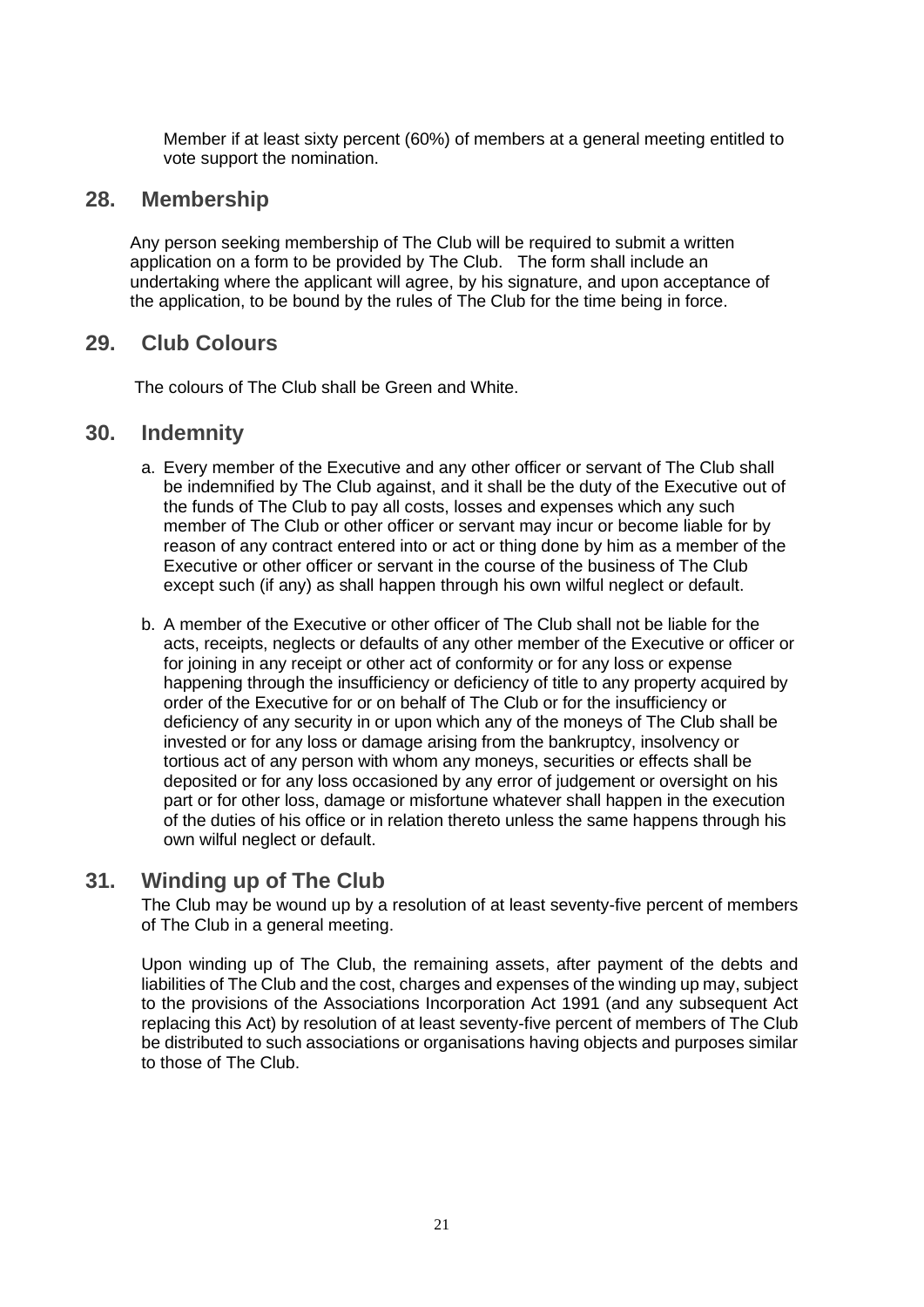Member if at least sixty percent (60%) of members at a general meeting entitled to vote support the nomination.

## 28. Membership

Any person seeking membership of The Club will be required to submit a written application on a form to be provided by The Club. The form shall include an undertaking where the applicant will agree, by his signature, and upon acceptance of the application, to be bound by the rules of The Club for the time being in force.

## 29. Club Colours

The colours of The Club shall be Green and White.

## 30. Indemnity

a. Every member of the Executive and any other officer or servant of The Club shall be indemnified by The Club against, and it shall be the duty of the Executive out of the funds of The Club to pay all costs, losses and expenses which any such member of The Club or other officer or servant may incur or become liable for by reason of any contract entered into or act or thing done by him as a member of the Executive or other officer or servant in the course of the business of The Club except such (if any) as shall happen through his own wilful neglect or default.

b. A member of the Executive or other officer of The Club shall not be liable for the acts, receipts, neglects or defaults of any other member of the Executive or officer or for joining in any receipt or other act of conformity or for any loss or expense happening through the insufficiency or deficiency of title to any property acquired by order of the Executive for or on behalf of The Club or for the insufficiency or deficiency of any security in or upon which any of the moneys of The Club shall be invested or for any loss or damage arising from the bankruptcy, insolvency or tortious act of any person with whom any moneys, securities or effects shall be deposited or for any loss occasioned by any error of judgement or oversight on his part or for other loss, damage or misfortune whatever shall happen in the execution of the duties of his office or in relation thereto unless the same happens through his own wilful neglect or default.

## 31. Winding up of The Club

The Club may be wound up by a resolution of at least seventy-five percent of members of The Club in a general meeting.

Upon winding up of The Club, the remaining assets, after payment of the debts and liabilities of The Club and the cost, charges and expenses of the winding up may, subject to the provisions of the Associations Incorporation Act 1991 (and any subsequent Act replacing this Act) by resolution of at least seventy-five percent of members of The Club be distributed to such associations or organisations having objects and purposes similar to those of The Club.